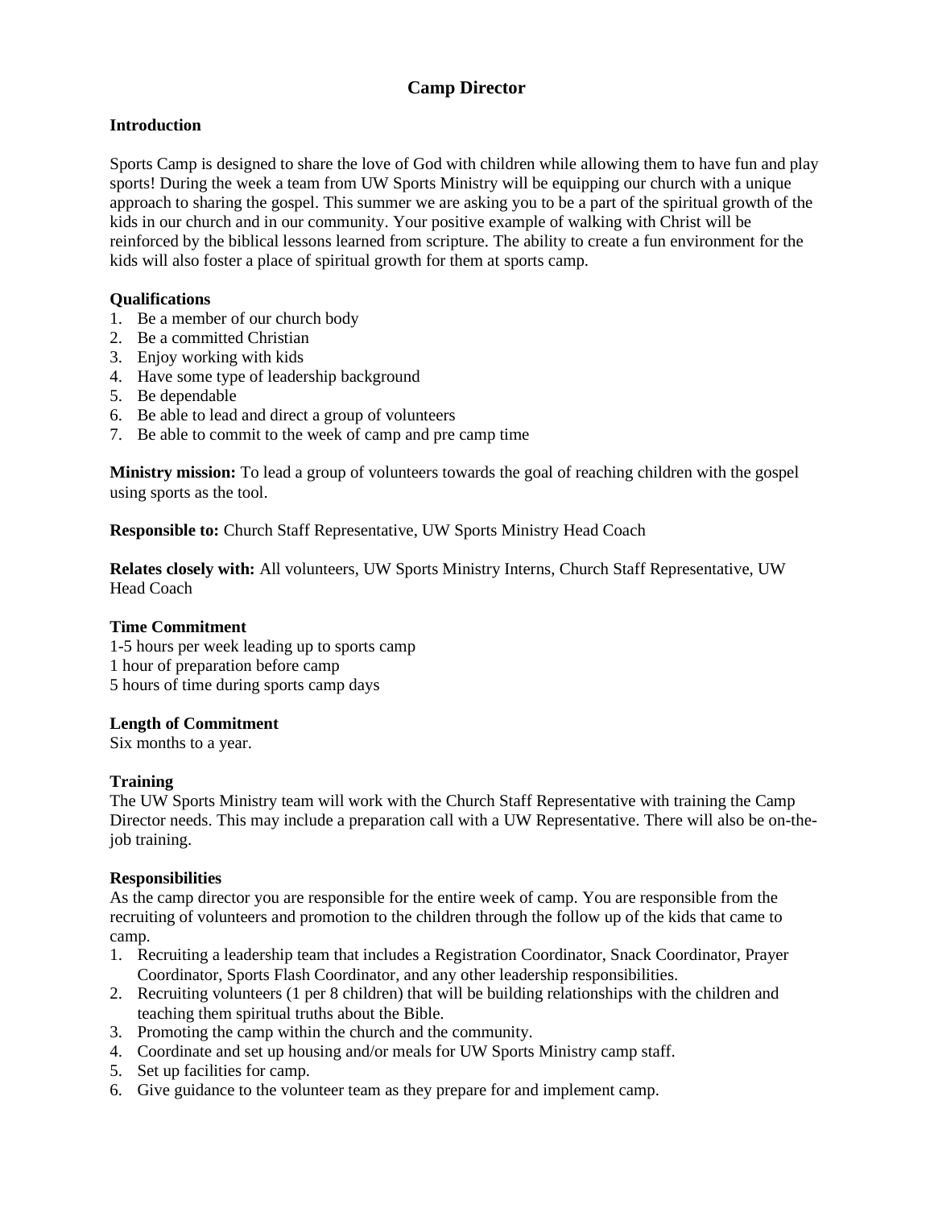# Camp Director

## Introduction

Sports Camp is designed to share the love of God with children while allowing them to have fun and play sports! During the week a team from UW Sports Ministry will be equipping our church with a unique approach to sharing the gospel. This summer we are asking you to be a part of the spiritual growth of the kids in our church and in our community. Your positive example of walking with Christ will be reinforced by the biblical lessons learned from scripture. The ability to create a fun environment for the kids will also foster a place of spiritual growth for them at sports camp.

## Qualifications

1. Be a member of our church body
2. Be a committed Christian
3. Enjoy working with kids
4. Have some type of leadership background
5. Be dependable
6. Be able to lead and direct a group of volunteers
7. Be able to commit to the week of camp and pre camp time

**Ministry mission:** To lead a group of volunteers towards the goal of reaching children with the gospel using sports as the tool.

**Responsible to:** Church Staff Representative, UW Sports Ministry Head Coach

**Relates closely with:** All volunteers, UW Sports Ministry Interns, Church Staff Representative, UW Head Coach

## Time Commitment

1-5 hours per week leading up to sports camp
1 hour of preparation before camp
5 hours of time during sports camp days

## Length of Commitment

Six months to a year.

## Training

The UW Sports Ministry team will work with the Church Staff Representative with training the Camp Director needs. This may include a preparation call with a UW Representative. There will also be on-the-job training.

## Responsibilities

As the camp director you are responsible for the entire week of camp. You are responsible from the recruiting of volunteers and promotion to the children through the follow up of the kids that came to camp.

1. Recruiting a leadership team that includes a Registration Coordinator, Snack Coordinator, Prayer Coordinator, Sports Flash Coordinator, and any other leadership responsibilities.
2. Recruiting volunteers (1 per 8 children) that will be building relationships with the children and teaching them spiritual truths about the Bible.
3. Promoting the camp within the church and the community.
4. Coordinate and set up housing and/or meals for UW Sports Ministry camp staff.
5. Set up facilities for camp.
6. Give guidance to the volunteer team as they prepare for and implement camp.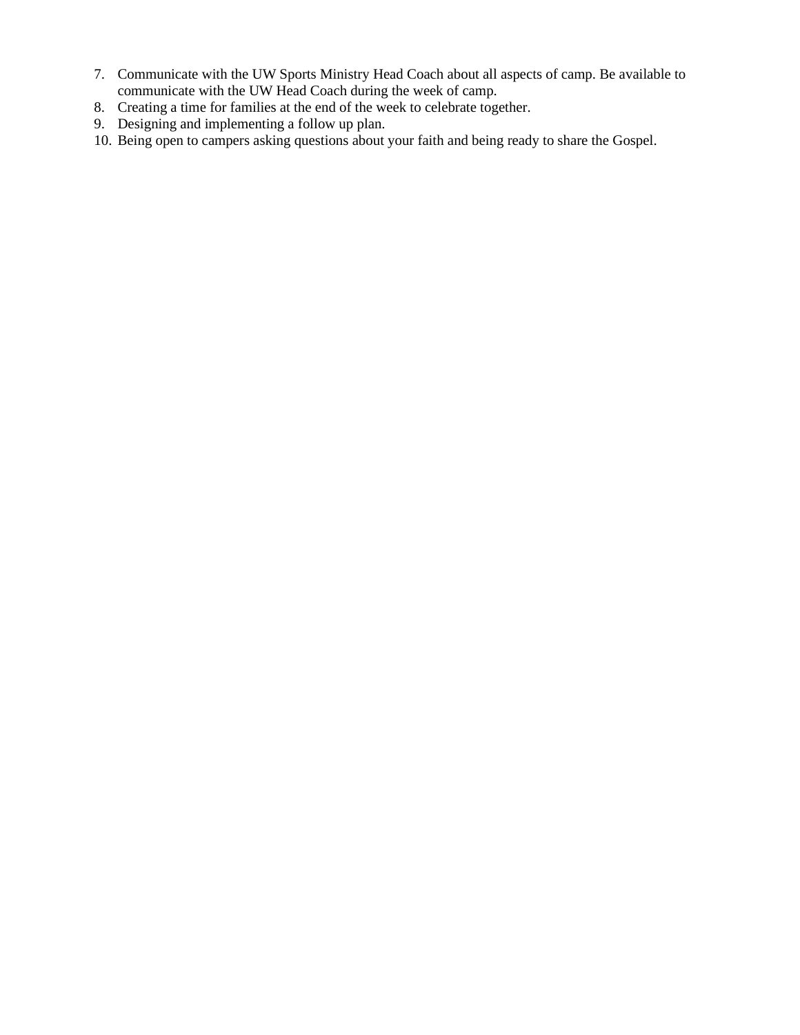7. Communicate with the UW Sports Ministry Head Coach about all aspects of camp. Be available to communicate with the UW Head Coach during the week of camp.
8. Creating a time for families at the end of the week to celebrate together.
9. Designing and implementing a follow up plan.
10. Being open to campers asking questions about your faith and being ready to share the Gospel.